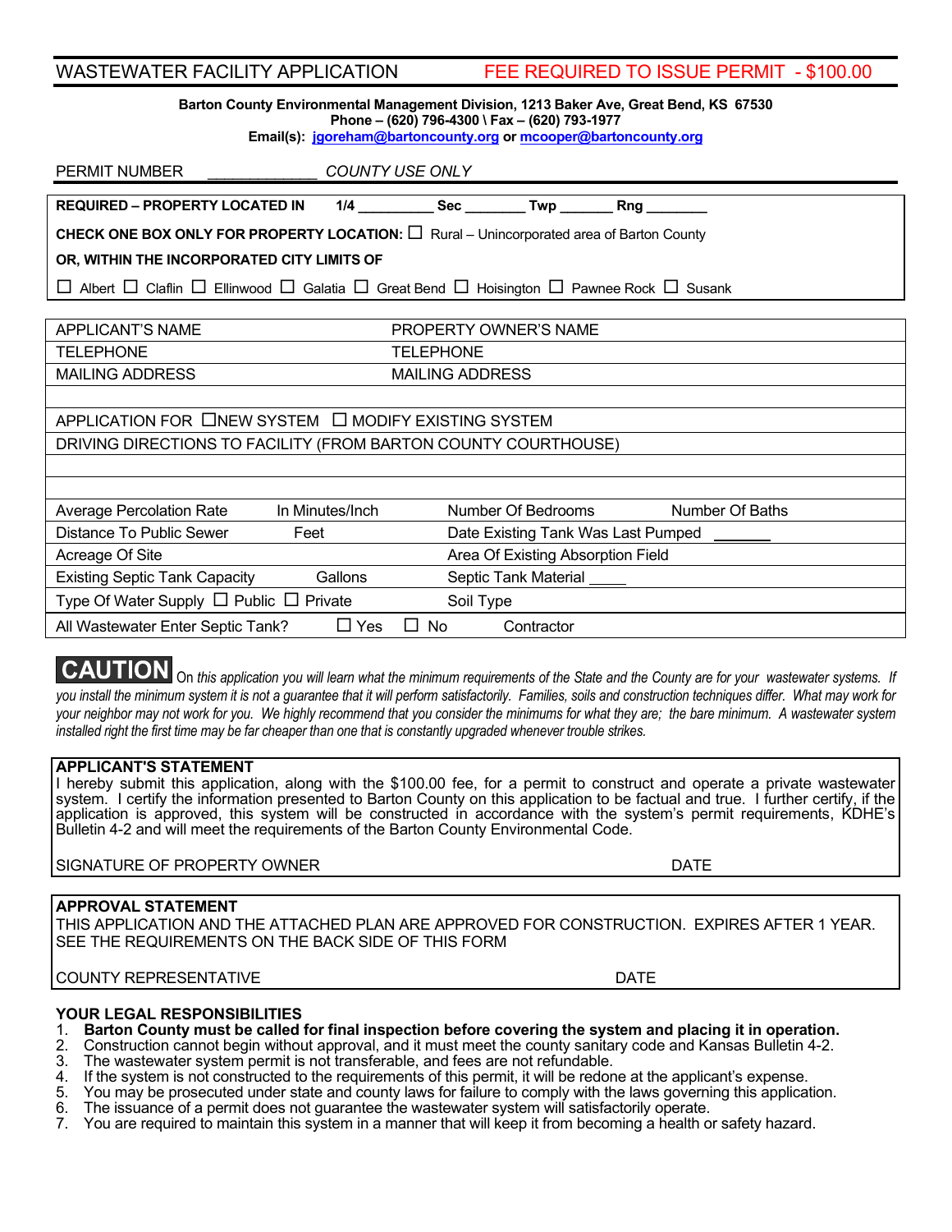## WASTEWATER FACILITY APPLICATION — FEE REQUIRED TO ISSUE PERMIT - $100.00

**Barton County Environmental Management Division, 1213 Baker Ave, Great Bend, KS 67530**
**Phone – (620) 796-4300 \ Fax – (620) 793-1977**
**Email(s): jgoreham@bartoncounty.org or mcooper@bartoncounty.org**

PERMIT NUMBER ____________ *COUNTY USE ONLY*

**REQUIRED – PROPERTY LOCATED IN 1/4 _________ Sec _______ Twp ______ Rng _______**

**CHECK ONE BOX ONLY FOR PROPERTY LOCATION:** ☐ Rural – Unincorporated area of Barton County

**OR, WITHIN THE INCORPORATED CITY LIMITS OF**

☐ Albert ☐ Claflin ☐ Ellinwood ☐ Galatia ☐ Great Bend ☐ Hoisington ☐ Pawnee Rock ☐ Susank

| APPLICANT'S NAME | PROPERTY OWNER'S NAME |
|---|---|
| TELEPHONE | TELEPHONE |
| MAILING ADDRESS | MAILING ADDRESS |
| | |

APPLICATION FOR ☐NEW SYSTEM ☐ MODIFY EXISTING SYSTEM

DRIVING DIRECTIONS TO FACILITY (FROM BARTON COUNTY COURTHOUSE)

| | |
|---|---|
| Average Percolation Rate In Minutes/Inch | Number Of Bedrooms Number Of Baths |
| Distance To Public Sewer Feet | Date Existing Tank Was Last Pumped _______ |
| Acreage Of Site | Area Of Existing Absorption Field |
| Existing Septic Tank Capacity Gallons | Septic Tank Material _____ |
| Type Of Water Supply ☐ Public ☐ Private | Soil Type |
| All Wastewater Enter Septic Tank? ☐ Yes ☐ No | Contractor |

**CAUTION** *On this application you will learn what the minimum requirements of the State and the County are for your wastewater systems. If you install the minimum system it is not a guarantee that it will perform satisfactorily. Families, soils and construction techniques differ. What may work for your neighbor may not work for you. We highly recommend that you consider the minimums for what they are; the bare minimum. A wastewater system installed right the first time may be far cheaper than one that is constantly upgraded whenever trouble strikes.*

**APPLICANT'S STATEMENT**

I hereby submit this application, along with the $100.00 fee, for a permit to construct and operate a private wastewater system. I certify the information presented to Barton County on this application to be factual and true. I further certify, if the application is approved, this system will be constructed in accordance with the system's permit requirements, KDHE's Bulletin 4-2 and will meet the requirements of the Barton County Environmental Code.

SIGNATURE OF PROPERTY OWNER DATE

**APPROVAL STATEMENT**

THIS APPLICATION AND THE ATTACHED PLAN ARE APPROVED FOR CONSTRUCTION. EXPIRES AFTER 1 YEAR. SEE THE REQUIREMENTS ON THE BACK SIDE OF THIS FORM

COUNTY REPRESENTATIVE DATE

**YOUR LEGAL RESPONSIBILITIES**

1. **Barton County must be called for final inspection before covering the system and placing it in operation.**
2. Construction cannot begin without approval, and it must meet the county sanitary code and Kansas Bulletin 4-2.
3. The wastewater system permit is not transferable, and fees are not refundable.
4. If the system is not constructed to the requirements of this permit, it will be redone at the applicant's expense.
5. You may be prosecuted under state and county laws for failure to comply with the laws governing this application.
6. The issuance of a permit does not guarantee the wastewater system will satisfactorily operate.
7. You are required to maintain this system in a manner that will keep it from becoming a health or safety hazard.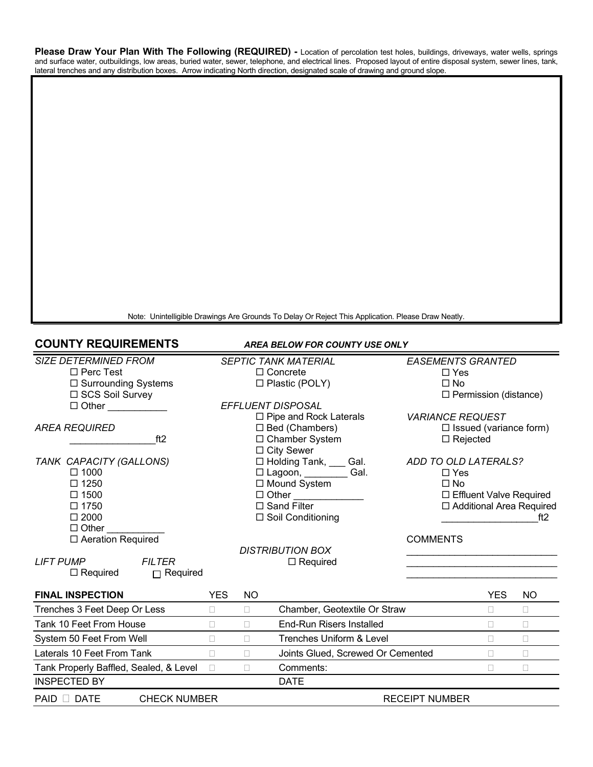**Please Draw Your Plan With The Following (REQUIRED) -** Location of percolation test holes, buildings, driveways, water wells, springs and surface water, outbuildings, low areas, buried water, sewer, telephone, and electrical lines. Proposed layout of entire disposal system, sewer lines, tank, lateral trenches and any distribution boxes. Arrow indicating North direction, designated scale of drawing and ground slope.

Note: Unintelligible Drawings Are Grounds To Delay Or Reject This Application. Please Draw Neatly.

## COUNTY REQUIREMENTS

***AREA BELOW FOR COUNTY USE ONLY***

*SIZE DETERMINED FROM*
- ☐ Perc Test
- ☐ Surrounding Systems
- ☐ SCS Soil Survey
- ☐ Other ___________

*AREA REQUIRED*

________________ft2

*TANK CAPACITY (GALLONS)*
- ☐ 1000
- ☐ 1250
- ☐ 1500
- ☐ 1750
- ☐ 2000
- ☐ Other ___________
- ☐ Aeration Required

*LIFT PUMP*
- ☐ Required

*FILTER*
- ☐ Required

*SEPTIC TANK MATERIAL*
- ☐ Concrete
- ☐ Plastic (POLY)

*EFFLUENT DISPOSAL*
- ☐ Pipe and Rock Laterals
- ☐ Bed (Chambers)
- ☐ Chamber System
- ☐ City Sewer
- ☐ Holding Tank, ___ Gal.
- ☐ Lagoon, ________ Gal.
- ☐ Mound System
- ☐ Other _____________
- ☐ Sand Filter
- ☐ Soil Conditioning

*DISTRIBUTION BOX*
- ☐ Required

*EASEMENTS GRANTED*
- ☐ Yes
- ☐ No
- ☐ Permission (distance)

*VARIANCE REQUEST*
- ☐ Issued (variance form)
- ☐ Rejected

*ADD TO OLD LATERALS?*
- ☐ Yes
- ☐ No
- ☐ Effluent Valve Required
- ☐ Additional Area Required

__________________ft2

COMMENTS

____________________________

____________________________

____________________________

| **FINAL INSPECTION** | YES | NO | | YES | NO |
|---|---|---|---|---|---|
| Trenches 3 Feet Deep Or Less | ☐ | ☐ | Chamber, Geotextile Or Straw | ☐ | ☐ |
| Tank 10 Feet From House | ☐ | ☐ | End-Run Risers Installed | ☐ | ☐ |
| System 50 Feet From Well | ☐ | ☐ | Trenches Uniform & Level | ☐ | ☐ |
| Laterals 10 Feet From Tank | ☐ | ☐ | Joints Glued, Screwed Or Cemented | ☐ | ☐ |
| Tank Properly Baffled, Sealed, & Level | ☐ | ☐ | Comments: | ☐ | ☐ |
| INSPECTED BY | | | DATE | | |

PAID ☐ DATE CHECK NUMBER RECEIPT NUMBER